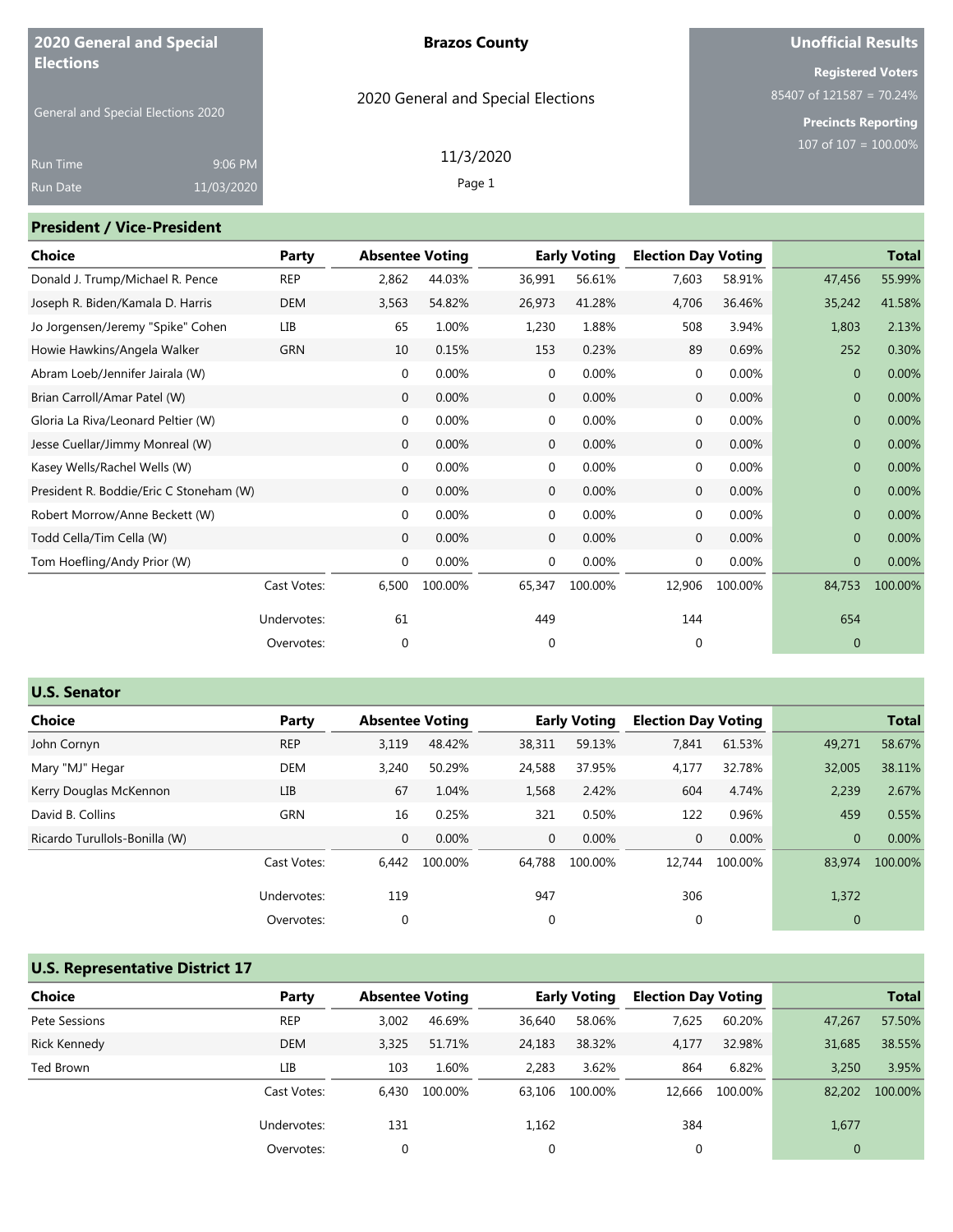**2020 General and Special Elections**

General and Special Elections 2020

Run Time 9:06 PM
Run Date 11/03/2020

**Brazos County**

2020 General and Special Elections

11/3/2020

**Unofficial Results**

**Registered Voters**
85407 of 121587 = 70.24%

**Precincts Reporting**
107 of 107 = 100.00%

## President / Vice-President

| Choice | Party | Absentee Voting | | Early Voting | | Election Day Voting | | Total | |
|---|---|---|---|---|---|---|---|---|---|
| Donald J. Trump/Michael R. Pence | REP | 2,862 | 44.03% | 36,991 | 56.61% | 7,603 | 58.91% | 47,456 | 55.99% |
| Joseph R. Biden/Kamala D. Harris | DEM | 3,563 | 54.82% | 26,973 | 41.28% | 4,706 | 36.46% | 35,242 | 41.58% |
| Jo Jorgensen/Jeremy "Spike" Cohen | LIB | 65 | 1.00% | 1,230 | 1.88% | 508 | 3.94% | 1,803 | 2.13% |
| Howie Hawkins/Angela Walker | GRN | 10 | 0.15% | 153 | 0.23% | 89 | 0.69% | 252 | 0.30% |
| Abram Loeb/Jennifer Jairala (W) | | 0 | 0.00% | 0 | 0.00% | 0 | 0.00% | 0 | 0.00% |
| Brian Carroll/Amar Patel (W) | | 0 | 0.00% | 0 | 0.00% | 0 | 0.00% | 0 | 0.00% |
| Gloria La Riva/Leonard Peltier (W) | | 0 | 0.00% | 0 | 0.00% | 0 | 0.00% | 0 | 0.00% |
| Jesse Cuellar/Jimmy Monreal (W) | | 0 | 0.00% | 0 | 0.00% | 0 | 0.00% | 0 | 0.00% |
| Kasey Wells/Rachel Wells (W) | | 0 | 0.00% | 0 | 0.00% | 0 | 0.00% | 0 | 0.00% |
| President R. Boddie/Eric C Stoneham (W) | | 0 | 0.00% | 0 | 0.00% | 0 | 0.00% | 0 | 0.00% |
| Robert Morrow/Anne Beckett (W) | | 0 | 0.00% | 0 | 0.00% | 0 | 0.00% | 0 | 0.00% |
| Todd Cella/Tim Cella (W) | | 0 | 0.00% | 0 | 0.00% | 0 | 0.00% | 0 | 0.00% |
| Tom Hoefling/Andy Prior (W) | | 0 | 0.00% | 0 | 0.00% | 0 | 0.00% | 0 | 0.00% |
| | Cast Votes: | 6,500 | 100.00% | 65,347 | 100.00% | 12,906 | 100.00% | 84,753 | 100.00% |
| | Undervotes: | 61 | | 449 | | 144 | | 654 | |
| | Overvotes: | 0 | | 0 | | 0 | | 0 | |

## U.S. Senator

| Choice | Party | Absentee Voting | | Early Voting | | Election Day Voting | | Total | |
|---|---|---|---|---|---|---|---|---|---|
| John Cornyn | REP | 3,119 | 48.42% | 38,311 | 59.13% | 7,841 | 61.53% | 49,271 | 58.67% |
| Mary "MJ" Hegar | DEM | 3,240 | 50.29% | 24,588 | 37.95% | 4,177 | 32.78% | 32,005 | 38.11% |
| Kerry Douglas McKennon | LIB | 67 | 1.04% | 1,568 | 2.42% | 604 | 4.74% | 2,239 | 2.67% |
| David B. Collins | GRN | 16 | 0.25% | 321 | 0.50% | 122 | 0.96% | 459 | 0.55% |
| Ricardo Turullols-Bonilla (W) | | 0 | 0.00% | 0 | 0.00% | 0 | 0.00% | 0 | 0.00% |
| | Cast Votes: | 6,442 | 100.00% | 64,788 | 100.00% | 12,744 | 100.00% | 83,974 | 100.00% |
| | Undervotes: | 119 | | 947 | | 306 | | 1,372 | |
| | Overvotes: | 0 | | 0 | | 0 | | 0 | |

## U.S. Representative District 17

| Choice | Party | Absentee Voting | | Early Voting | | Election Day Voting | | Total | |
|---|---|---|---|---|---|---|---|---|---|
| Pete Sessions | REP | 3,002 | 46.69% | 36,640 | 58.06% | 7,625 | 60.20% | 47,267 | 57.50% |
| Rick Kennedy | DEM | 3,325 | 51.71% | 24,183 | 38.32% | 4,177 | 32.98% | 31,685 | 38.55% |
| Ted Brown | LIB | 103 | 1.60% | 2,283 | 3.62% | 864 | 6.82% | 3,250 | 3.95% |
| | Cast Votes: | 6,430 | 100.00% | 63,106 | 100.00% | 12,666 | 100.00% | 82,202 | 100.00% |
| | Undervotes: | 131 | | 1,162 | | 384 | | 1,677 | |
| | Overvotes: | 0 | | 0 | | 0 | | 0 | |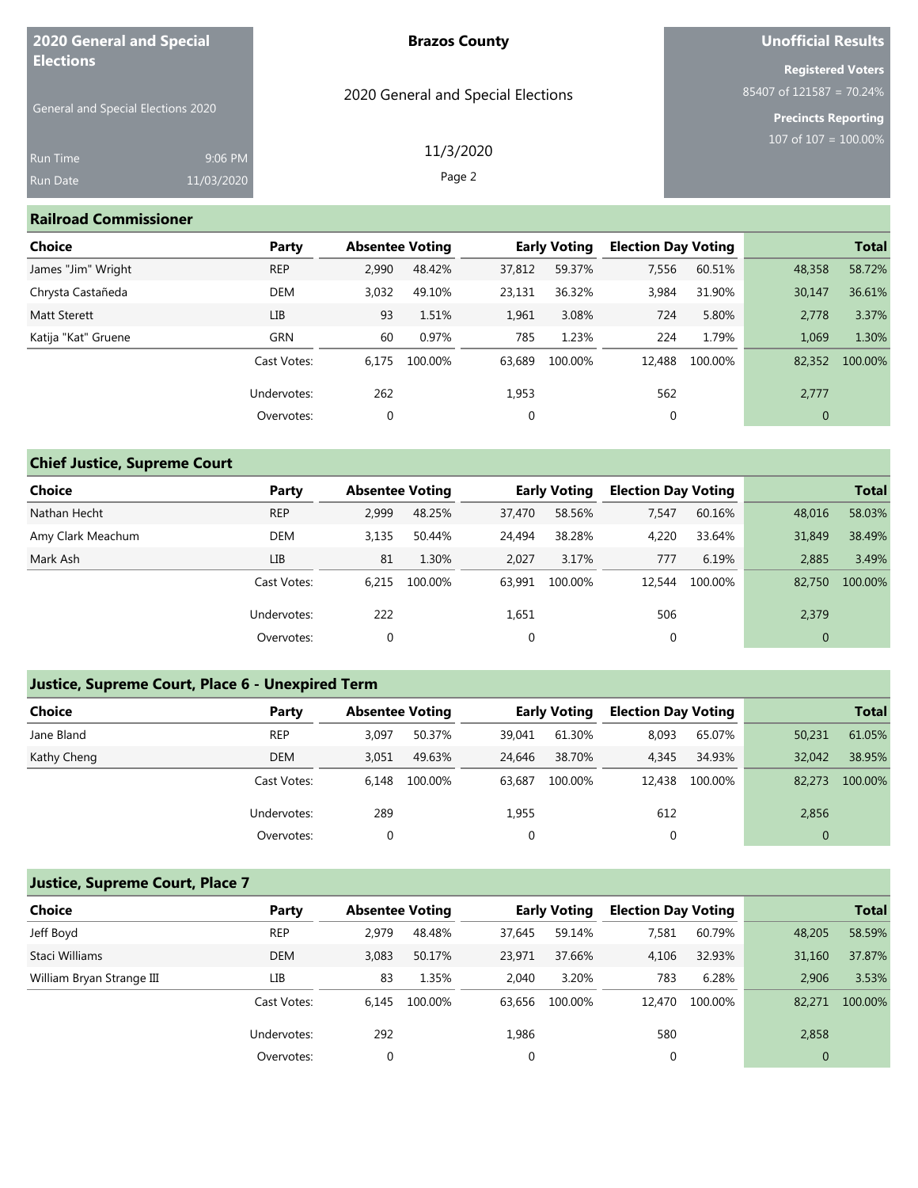**2020 General and Special Elections**

General and Special Elections 2020

Run Time 9:06 PM
Run Date 11/03/2020

**Brazos County**

2020 General and Special Elections

11/3/2020

**Unofficial Results**

**Registered Voters**
85407 of 121587 = 70.24%

**Precincts Reporting**
107 of 107 = 100.00%

## Railroad Commissioner

| Choice | Party | Absentee Voting | | Early Voting | | Election Day Voting | | Total | |
|---|---|---|---|---|---|---|---|---|---|
| James "Jim" Wright | REP | 2,990 | 48.42% | 37,812 | 59.37% | 7,556 | 60.51% | 48,358 | 58.72% |
| Chrysta Castañeda | DEM | 3,032 | 49.10% | 23,131 | 36.32% | 3,984 | 31.90% | 30,147 | 36.61% |
| Matt Sterett | LIB | 93 | 1.51% | 1,961 | 3.08% | 724 | 5.80% | 2,778 | 3.37% |
| Katija "Kat" Gruene | GRN | 60 | 0.97% | 785 | 1.23% | 224 | 1.79% | 1,069 | 1.30% |
| | Cast Votes: | 6,175 | 100.00% | 63,689 | 100.00% | 12,488 | 100.00% | 82,352 | 100.00% |
| | Undervotes: | 262 | | 1,953 | | 562 | | 2,777 | |
| | Overvotes: | 0 | | 0 | | 0 | | 0 | |

## Chief Justice, Supreme Court

| Choice | Party | Absentee Voting | | Early Voting | | Election Day Voting | | Total | |
|---|---|---|---|---|---|---|---|---|---|
| Nathan Hecht | REP | 2,999 | 48.25% | 37,470 | 58.56% | 7,547 | 60.16% | 48,016 | 58.03% |
| Amy Clark Meachum | DEM | 3,135 | 50.44% | 24,494 | 38.28% | 4,220 | 33.64% | 31,849 | 38.49% |
| Mark Ash | LIB | 81 | 1.30% | 2,027 | 3.17% | 777 | 6.19% | 2,885 | 3.49% |
| | Cast Votes: | 6,215 | 100.00% | 63,991 | 100.00% | 12,544 | 100.00% | 82,750 | 100.00% |
| | Undervotes: | 222 | | 1,651 | | 506 | | 2,379 | |
| | Overvotes: | 0 | | 0 | | 0 | | 0 | |

## Justice, Supreme Court, Place 6 - Unexpired Term

| Choice | Party | Absentee Voting | | Early Voting | | Election Day Voting | | Total | |
|---|---|---|---|---|---|---|---|---|---|
| Jane Bland | REP | 3,097 | 50.37% | 39,041 | 61.30% | 8,093 | 65.07% | 50,231 | 61.05% |
| Kathy Cheng | DEM | 3,051 | 49.63% | 24,646 | 38.70% | 4,345 | 34.93% | 32,042 | 38.95% |
| | Cast Votes: | 6,148 | 100.00% | 63,687 | 100.00% | 12,438 | 100.00% | 82,273 | 100.00% |
| | Undervotes: | 289 | | 1,955 | | 612 | | 2,856 | |
| | Overvotes: | 0 | | 0 | | 0 | | 0 | |

## Justice, Supreme Court, Place 7

| Choice | Party | Absentee Voting | | Early Voting | | Election Day Voting | | Total | |
|---|---|---|---|---|---|---|---|---|---|
| Jeff Boyd | REP | 2,979 | 48.48% | 37,645 | 59.14% | 7,581 | 60.79% | 48,205 | 58.59% |
| Staci Williams | DEM | 3,083 | 50.17% | 23,971 | 37.66% | 4,106 | 32.93% | 31,160 | 37.87% |
| William Bryan Strange III | LIB | 83 | 1.35% | 2,040 | 3.20% | 783 | 6.28% | 2,906 | 3.53% |
| | Cast Votes: | 6,145 | 100.00% | 63,656 | 100.00% | 12,470 | 100.00% | 82,271 | 100.00% |
| | Undervotes: | 292 | | 1,986 | | 580 | | 2,858 | |
| | Overvotes: | 0 | | 0 | | 0 | | 0 | |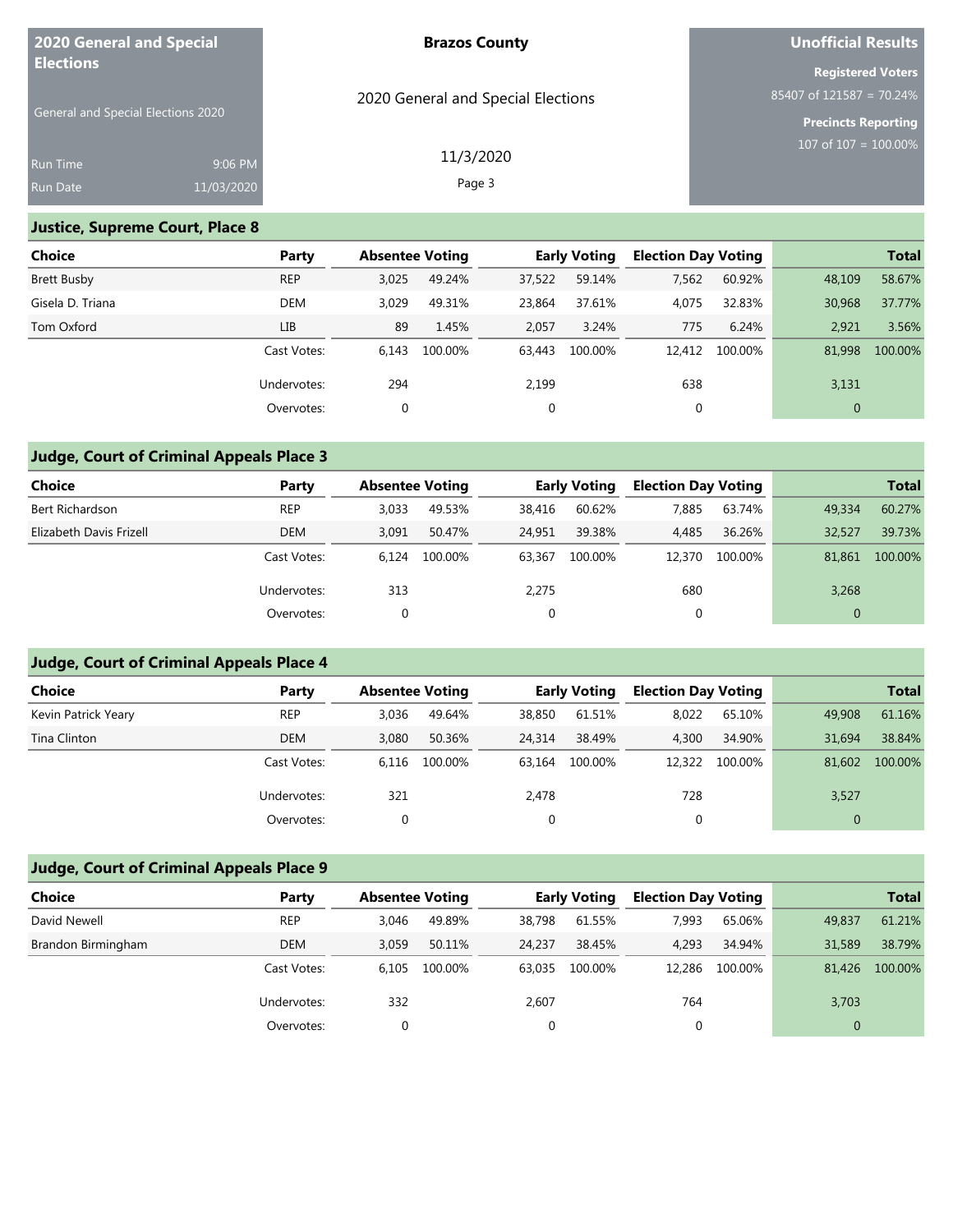| 2020 General and Special Elections | Brazos County | Unofficial Results |
|---|---|---|
| General and Special Elections 2020 | 2020 General and Special Elections | Registered Voters 85407 of 121587 = 70.24% |
| Run Time 9:06 PM | 11/3/2020 | Precincts Reporting 107 of 107 = 100.00% |
| Run Date 11/03/2020 | | |

## Justice, Supreme Court, Place 8

| Choice | Party | Absentee Voting | | Early Voting | | Election Day Voting | | Total | |
|---|---|---|---|---|---|---|---|---|---|
| Brett Busby | REP | 3,025 | 49.24% | 37,522 | 59.14% | 7,562 | 60.92% | 48,109 | 58.67% |
| Gisela D. Triana | DEM | 3,029 | 49.31% | 23,864 | 37.61% | 4,075 | 32.83% | 30,968 | 37.77% |
| Tom Oxford | LIB | 89 | 1.45% | 2,057 | 3.24% | 775 | 6.24% | 2,921 | 3.56% |
| | Cast Votes: | 6,143 | 100.00% | 63,443 | 100.00% | 12,412 | 100.00% | 81,998 | 100.00% |
| | Undervotes: | 294 | | 2,199 | | 638 | | 3,131 | |
| | Overvotes: | 0 | | 0 | | 0 | | 0 | |

## Judge, Court of Criminal Appeals Place 3

| Choice | Party | Absentee Voting | | Early Voting | | Election Day Voting | | Total | |
|---|---|---|---|---|---|---|---|---|---|
| Bert Richardson | REP | 3,033 | 49.53% | 38,416 | 60.62% | 7,885 | 63.74% | 49,334 | 60.27% |
| Elizabeth Davis Frizell | DEM | 3,091 | 50.47% | 24,951 | 39.38% | 4,485 | 36.26% | 32,527 | 39.73% |
| | Cast Votes: | 6,124 | 100.00% | 63,367 | 100.00% | 12,370 | 100.00% | 81,861 | 100.00% |
| | Undervotes: | 313 | | 2,275 | | 680 | | 3,268 | |
| | Overvotes: | 0 | | 0 | | 0 | | 0 | |

## Judge, Court of Criminal Appeals Place 4

| Choice | Party | Absentee Voting | | Early Voting | | Election Day Voting | | Total | |
|---|---|---|---|---|---|---|---|---|---|
| Kevin Patrick Yeary | REP | 3,036 | 49.64% | 38,850 | 61.51% | 8,022 | 65.10% | 49,908 | 61.16% |
| Tina Clinton | DEM | 3,080 | 50.36% | 24,314 | 38.49% | 4,300 | 34.90% | 31,694 | 38.84% |
| | Cast Votes: | 6,116 | 100.00% | 63,164 | 100.00% | 12,322 | 100.00% | 81,602 | 100.00% |
| | Undervotes: | 321 | | 2,478 | | 728 | | 3,527 | |
| | Overvotes: | 0 | | 0 | | 0 | | 0 | |

## Judge, Court of Criminal Appeals Place 9

| Choice | Party | Absentee Voting | | Early Voting | | Election Day Voting | | Total | |
|---|---|---|---|---|---|---|---|---|---|
| David Newell | REP | 3,046 | 49.89% | 38,798 | 61.55% | 7,993 | 65.06% | 49,837 | 61.21% |
| Brandon Birmingham | DEM | 3,059 | 50.11% | 24,237 | 38.45% | 4,293 | 34.94% | 31,589 | 38.79% |
| | Cast Votes: | 6,105 | 100.00% | 63,035 | 100.00% | 12,286 | 100.00% | 81,426 | 100.00% |
| | Undervotes: | 332 | | 2,607 | | 764 | | 3,703 | |
| | Overvotes: | 0 | | 0 | | 0 | | 0 | |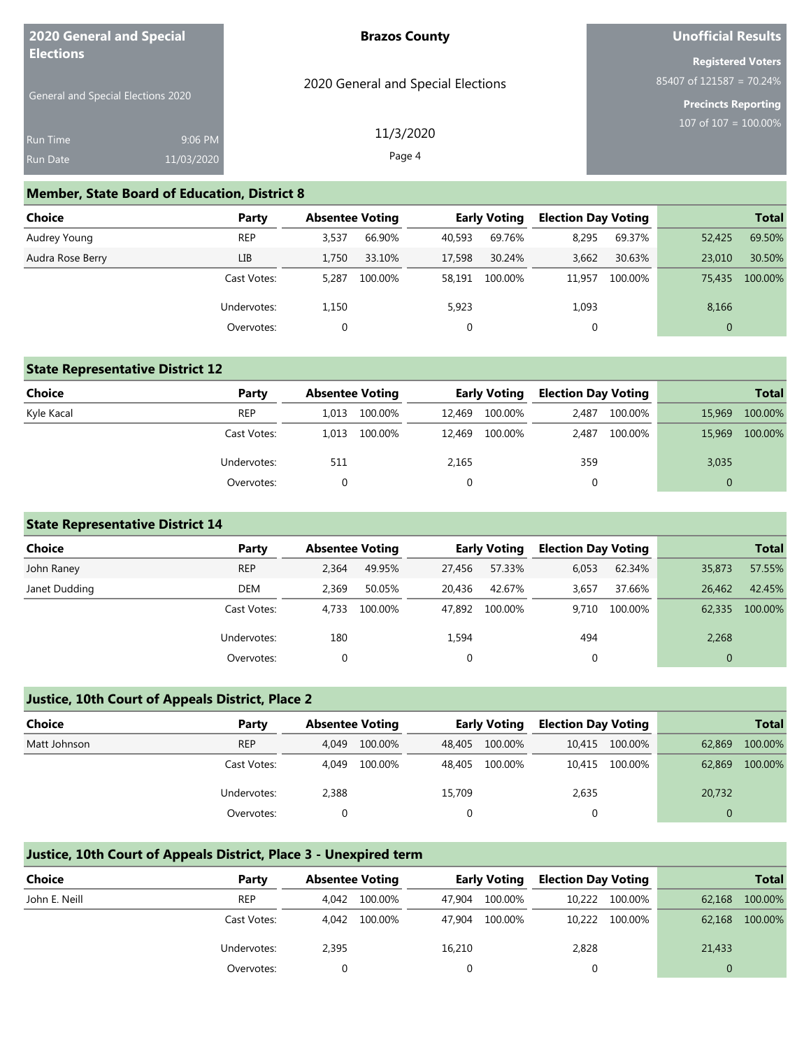**2020 General and Special Elections**

General and Special Elections 2020

Run Time 9:06 PM
Run Date 11/03/2020

**Brazos County**

2020 General and Special Elections

11/3/2020

**Unofficial Results**

**Registered Voters**
85407 of 121587 = 70.24%

**Precincts Reporting**
107 of 107 = 100.00%

## Member, State Board of Education, District 8

| Choice | Party | Absentee Voting | | Early Voting | | Election Day Voting | | Total | |
|---|---|---|---|---|---|---|---|---|---|
| Audrey Young | REP | 3,537 | 66.90% | 40,593 | 69.76% | 8,295 | 69.37% | 52,425 | 69.50% |
| Audra Rose Berry | LIB | 1,750 | 33.10% | 17,598 | 30.24% | 3,662 | 30.63% | 23,010 | 30.50% |
| | Cast Votes: | 5,287 | 100.00% | 58,191 | 100.00% | 11,957 | 100.00% | 75,435 | 100.00% |
| | Undervotes: | 1,150 | | 5,923 | | 1,093 | | 8,166 | |
| | Overvotes: | 0 | | 0 | | 0 | | 0 | |

## State Representative District 12

| Choice | Party | Absentee Voting | | Early Voting | | Election Day Voting | | Total | |
|---|---|---|---|---|---|---|---|---|---|
| Kyle Kacal | REP | 1,013 | 100.00% | 12,469 | 100.00% | 2,487 | 100.00% | 15,969 | 100.00% |
| | Cast Votes: | 1,013 | 100.00% | 12,469 | 100.00% | 2,487 | 100.00% | 15,969 | 100.00% |
| | Undervotes: | 511 | | 2,165 | | 359 | | 3,035 | |
| | Overvotes: | 0 | | 0 | | 0 | | 0 | |

## State Representative District 14

| Choice | Party | Absentee Voting | | Early Voting | | Election Day Voting | | Total | |
|---|---|---|---|---|---|---|---|---|---|
| John Raney | REP | 2,364 | 49.95% | 27,456 | 57.33% | 6,053 | 62.34% | 35,873 | 57.55% |
| Janet Dudding | DEM | 2,369 | 50.05% | 20,436 | 42.67% | 3,657 | 37.66% | 26,462 | 42.45% |
| | Cast Votes: | 4,733 | 100.00% | 47,892 | 100.00% | 9,710 | 100.00% | 62,335 | 100.00% |
| | Undervotes: | 180 | | 1,594 | | 494 | | 2,268 | |
| | Overvotes: | 0 | | 0 | | 0 | | 0 | |

## Justice, 10th Court of Appeals District, Place 2

| Choice | Party | Absentee Voting | | Early Voting | | Election Day Voting | | Total | |
|---|---|---|---|---|---|---|---|---|---|
| Matt Johnson | REP | 4,049 | 100.00% | 48,405 | 100.00% | 10,415 | 100.00% | 62,869 | 100.00% |
| | Cast Votes: | 4,049 | 100.00% | 48,405 | 100.00% | 10,415 | 100.00% | 62,869 | 100.00% |
| | Undervotes: | 2,388 | | 15,709 | | 2,635 | | 20,732 | |
| | Overvotes: | 0 | | 0 | | 0 | | 0 | |

## Justice, 10th Court of Appeals District, Place 3 - Unexpired term

| Choice | Party | Absentee Voting | | Early Voting | | Election Day Voting | | Total | |
|---|---|---|---|---|---|---|---|---|---|
| John E. Neill | REP | 4,042 | 100.00% | 47,904 | 100.00% | 10,222 | 100.00% | 62,168 | 100.00% |
| | Cast Votes: | 4,042 | 100.00% | 47,904 | 100.00% | 10,222 | 100.00% | 62,168 | 100.00% |
| | Undervotes: | 2,395 | | 16,210 | | 2,828 | | 21,433 | |
| | Overvotes: | 0 | | 0 | | 0 | | 0 | |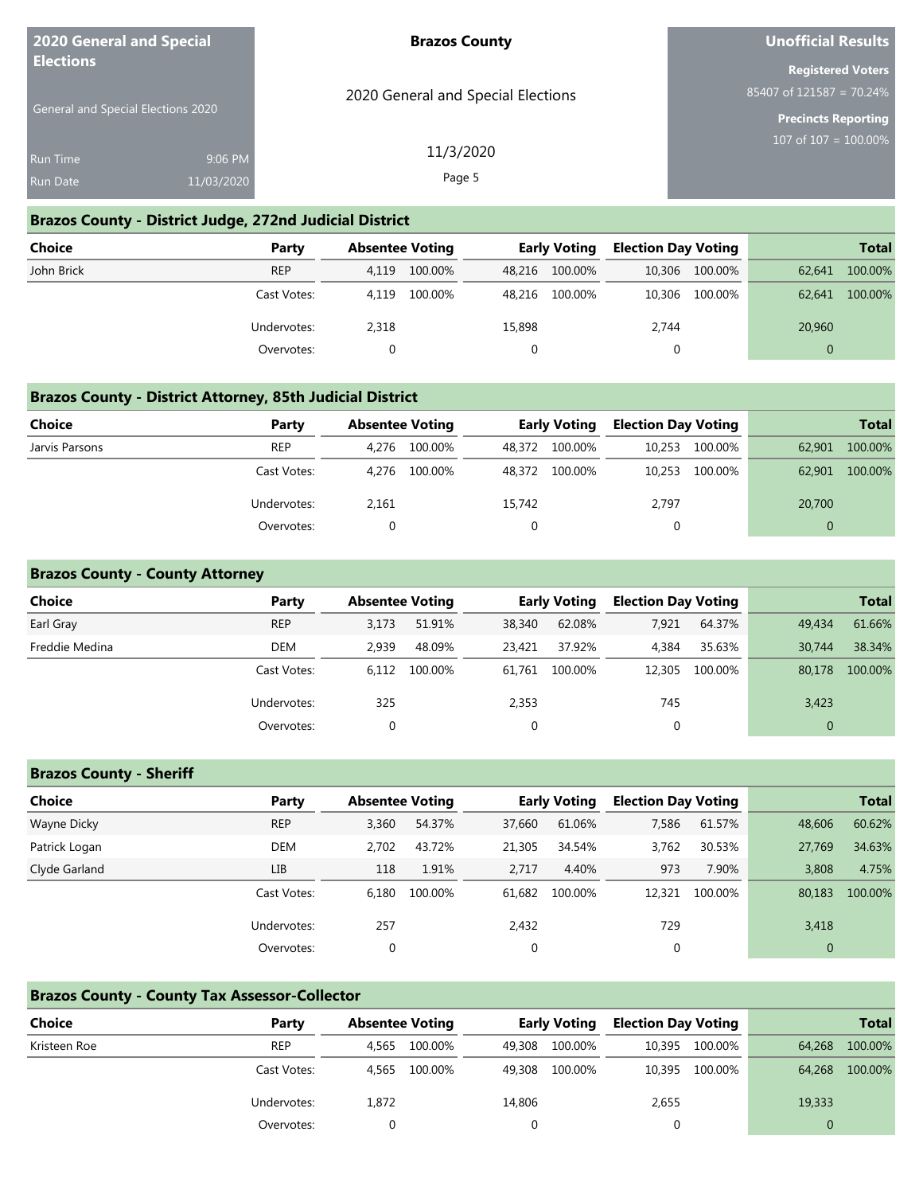**2020 General and Special Elections**

General and Special Elections 2020

Run Time 9:06 PM
Run Date 11/03/2020

**Brazos County**

2020 General and Special Elections

11/3/2020

**Unofficial Results**

**Registered Voters**
85407 of 121587 = 70.24%

**Precincts Reporting**
107 of 107 = 100.00%

## Brazos County - District Judge, 272nd Judicial District

| Choice | Party | Absentee Voting | | Early Voting | | Election Day Voting | | Total | |
|---|---|---|---|---|---|---|---|---|---|
| John Brick | REP | 4,119 | 100.00% | 48,216 | 100.00% | 10,306 | 100.00% | 62,641 | 100.00% |
| | Cast Votes: | 4,119 | 100.00% | 48,216 | 100.00% | 10,306 | 100.00% | 62,641 | 100.00% |
| | Undervotes: | 2,318 | | 15,898 | | 2,744 | | 20,960 | |
| | Overvotes: | 0 | | 0 | | 0 | | 0 | |

## Brazos County - District Attorney, 85th Judicial District

| Choice | Party | Absentee Voting | | Early Voting | | Election Day Voting | | Total | |
|---|---|---|---|---|---|---|---|---|---|
| Jarvis Parsons | REP | 4,276 | 100.00% | 48,372 | 100.00% | 10,253 | 100.00% | 62,901 | 100.00% |
| | Cast Votes: | 4,276 | 100.00% | 48,372 | 100.00% | 10,253 | 100.00% | 62,901 | 100.00% |
| | Undervotes: | 2,161 | | 15,742 | | 2,797 | | 20,700 | |
| | Overvotes: | 0 | | 0 | | 0 | | 0 | |

## Brazos County - County Attorney

| Choice | Party | Absentee Voting | | Early Voting | | Election Day Voting | | Total | |
|---|---|---|---|---|---|---|---|---|---|
| Earl Gray | REP | 3,173 | 51.91% | 38,340 | 62.08% | 7,921 | 64.37% | 49,434 | 61.66% |
| Freddie Medina | DEM | 2,939 | 48.09% | 23,421 | 37.92% | 4,384 | 35.63% | 30,744 | 38.34% |
| | Cast Votes: | 6,112 | 100.00% | 61,761 | 100.00% | 12,305 | 100.00% | 80,178 | 100.00% |
| | Undervotes: | 325 | | 2,353 | | 745 | | 3,423 | |
| | Overvotes: | 0 | | 0 | | 0 | | 0 | |

## Brazos County - Sheriff

| Choice | Party | Absentee Voting | | Early Voting | | Election Day Voting | | Total | |
|---|---|---|---|---|---|---|---|---|---|
| Wayne Dicky | REP | 3,360 | 54.37% | 37,660 | 61.06% | 7,586 | 61.57% | 48,606 | 60.62% |
| Patrick Logan | DEM | 2,702 | 43.72% | 21,305 | 34.54% | 3,762 | 30.53% | 27,769 | 34.63% |
| Clyde Garland | LIB | 118 | 1.91% | 2,717 | 4.40% | 973 | 7.90% | 3,808 | 4.75% |
| | Cast Votes: | 6,180 | 100.00% | 61,682 | 100.00% | 12,321 | 100.00% | 80,183 | 100.00% |
| | Undervotes: | 257 | | 2,432 | | 729 | | 3,418 | |
| | Overvotes: | 0 | | 0 | | 0 | | 0 | |

## Brazos County - County Tax Assessor-Collector

| Choice | Party | Absentee Voting | | Early Voting | | Election Day Voting | | Total | |
|---|---|---|---|---|---|---|---|---|---|
| Kristeen Roe | REP | 4,565 | 100.00% | 49,308 | 100.00% | 10,395 | 100.00% | 64,268 | 100.00% |
| | Cast Votes: | 4,565 | 100.00% | 49,308 | 100.00% | 10,395 | 100.00% | 64,268 | 100.00% |
| | Undervotes: | 1,872 | | 14,806 | | 2,655 | | 19,333 | |
| | Overvotes: | 0 | | 0 | | 0 | | 0 | |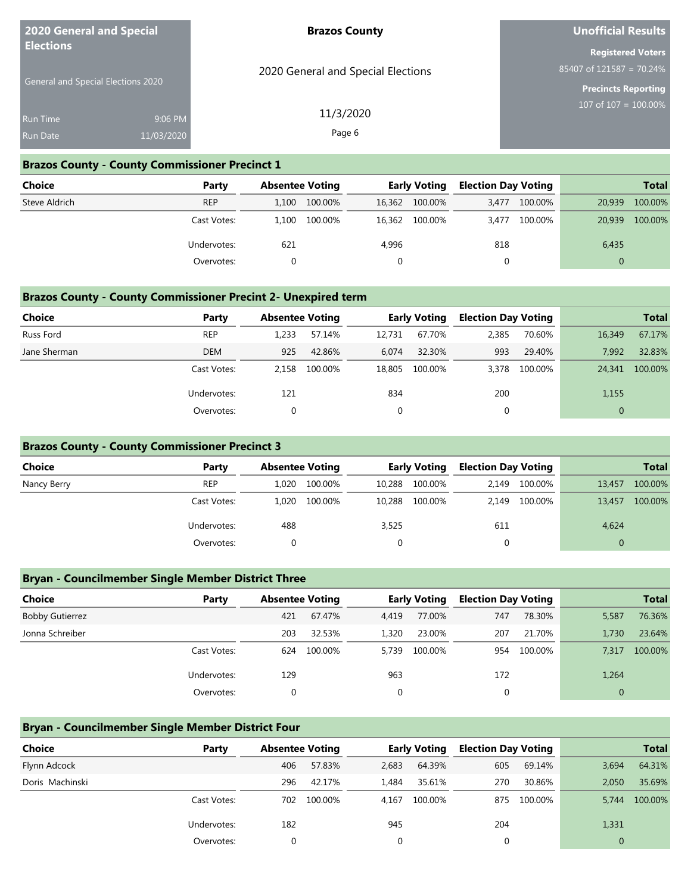## Brazos County - County Commissioner Precinct 1

| Choice | Party | Absentee Voting | | Early Voting | | Election Day Voting | | Total | |
|---|---|---|---|---|---|---|---|---|---|
| Steve Aldrich | REP | 1,100 | 100.00% | 16,362 | 100.00% | 3,477 | 100.00% | 20,939 | 100.00% |
| | Cast Votes: | 1,100 | 100.00% | 16,362 | 100.00% | 3,477 | 100.00% | 20,939 | 100.00% |
| | Undervotes: | 621 | | 4,996 | | 818 | | 6,435 | |
| | Overvotes: | 0 | | 0 | | 0 | | 0 | |

## Brazos County - County Commissioner Precint 2- Unexpired term

| Choice | Party | Absentee Voting | | Early Voting | | Election Day Voting | | Total | |
|---|---|---|---|---|---|---|---|---|---|
| Russ Ford | REP | 1,233 | 57.14% | 12,731 | 67.70% | 2,385 | 70.60% | 16,349 | 67.17% |
| Jane Sherman | DEM | 925 | 42.86% | 6,074 | 32.30% | 993 | 29.40% | 7,992 | 32.83% |
| | Cast Votes: | 2,158 | 100.00% | 18,805 | 100.00% | 3,378 | 100.00% | 24,341 | 100.00% |
| | Undervotes: | 121 | | 834 | | 200 | | 1,155 | |
| | Overvotes: | 0 | | 0 | | 0 | | 0 | |

## Brazos County - County Commissioner Precinct 3

| Choice | Party | Absentee Voting | | Early Voting | | Election Day Voting | | Total | |
|---|---|---|---|---|---|---|---|---|---|
| Nancy Berry | REP | 1,020 | 100.00% | 10,288 | 100.00% | 2,149 | 100.00% | 13,457 | 100.00% |
| | Cast Votes: | 1,020 | 100.00% | 10,288 | 100.00% | 2,149 | 100.00% | 13,457 | 100.00% |
| | Undervotes: | 488 | | 3,525 | | 611 | | 4,624 | |
| | Overvotes: | 0 | | 0 | | 0 | | 0 | |

## Bryan - Councilmember Single Member District Three

| Choice | Party | Absentee Voting | | Early Voting | | Election Day Voting | | Total | |
|---|---|---|---|---|---|---|---|---|---|
| Bobby Gutierrez | | 421 | 67.47% | 4,419 | 77.00% | 747 | 78.30% | 5,587 | 76.36% |
| Jonna Schreiber | | 203 | 32.53% | 1,320 | 23.00% | 207 | 21.70% | 1,730 | 23.64% |
| | Cast Votes: | 624 | 100.00% | 5,739 | 100.00% | 954 | 100.00% | 7,317 | 100.00% |
| | Undervotes: | 129 | | 963 | | 172 | | 1,264 | |
| | Overvotes: | 0 | | 0 | | 0 | | 0 | |

## Bryan - Councilmember Single Member District Four

| Choice | Party | Absentee Voting | | Early Voting | | Election Day Voting | | Total | |
|---|---|---|---|---|---|---|---|---|---|
| Flynn Adcock | | 406 | 57.83% | 2,683 | 64.39% | 605 | 69.14% | 3,694 | 64.31% |
| Doris Machinski | | 296 | 42.17% | 1,484 | 35.61% | 270 | 30.86% | 2,050 | 35.69% |
| | Cast Votes: | 702 | 100.00% | 4,167 | 100.00% | 875 | 100.00% | 5,744 | 100.00% |
| | Undervotes: | 182 | | 945 | | 204 | | 1,331 | |
| | Overvotes: | 0 | | 0 | | 0 | | 0 | |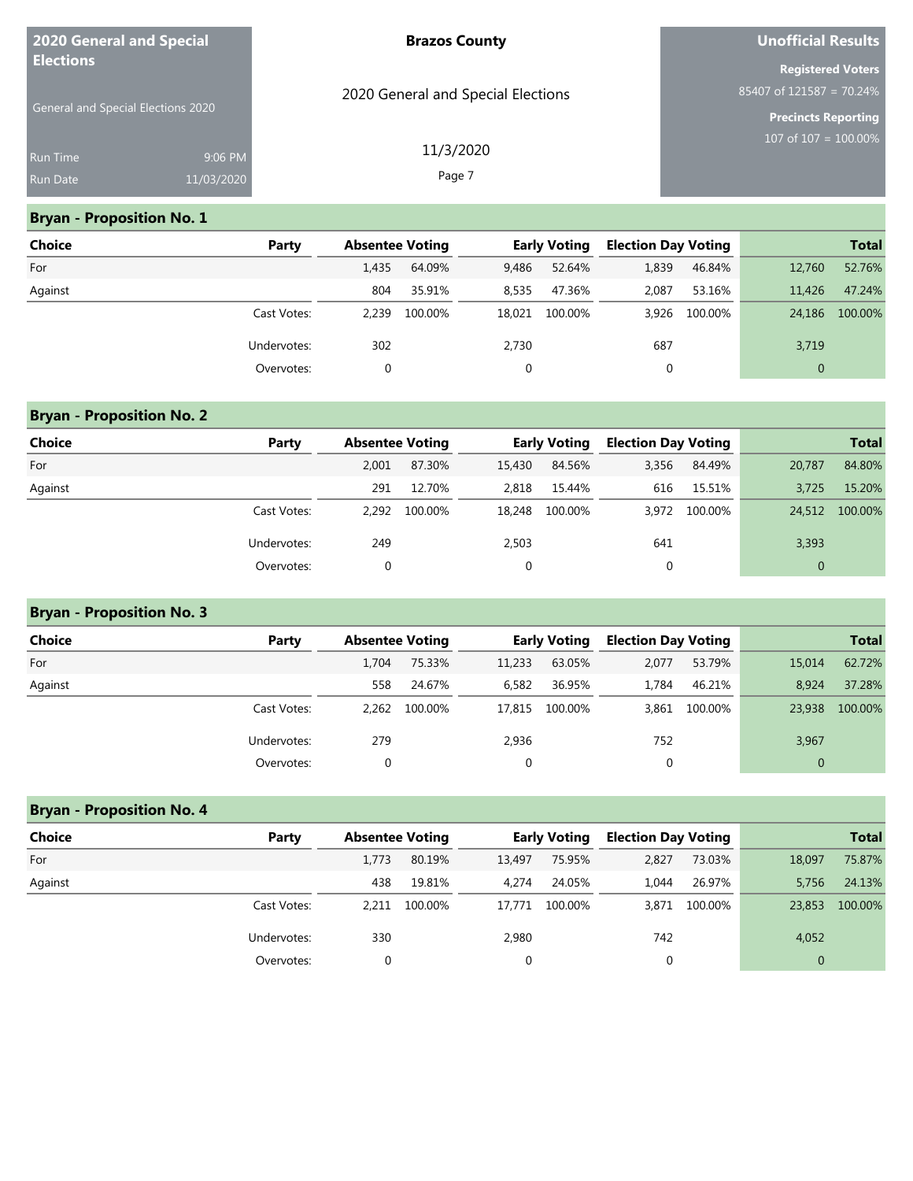## Bryan - Proposition No. 1

| Choice | Party | Absentee Voting | | Early Voting | | Election Day Voting | | Total | |
|---|---|---|---|---|---|---|---|---|---|
| For | | 1,435 | 64.09% | 9,486 | 52.64% | 1,839 | 46.84% | 12,760 | 52.76% |
| Against | | 804 | 35.91% | 8,535 | 47.36% | 2,087 | 53.16% | 11,426 | 47.24% |
| | Cast Votes: | 2,239 | 100.00% | 18,021 | 100.00% | 3,926 | 100.00% | 24,186 | 100.00% |
| | Undervotes: | 302 | | 2,730 | | 687 | | 3,719 | |
| | Overvotes: | 0 | | 0 | | 0 | | 0 | |

## Bryan - Proposition No. 2

| Choice | Party | Absentee Voting | | Early Voting | | Election Day Voting | | Total | |
|---|---|---|---|---|---|---|---|---|---|
| For | | 2,001 | 87.30% | 15,430 | 84.56% | 3,356 | 84.49% | 20,787 | 84.80% |
| Against | | 291 | 12.70% | 2,818 | 15.44% | 616 | 15.51% | 3,725 | 15.20% |
| | Cast Votes: | 2,292 | 100.00% | 18,248 | 100.00% | 3,972 | 100.00% | 24,512 | 100.00% |
| | Undervotes: | 249 | | 2,503 | | 641 | | 3,393 | |
| | Overvotes: | 0 | | 0 | | 0 | | 0 | |

## Bryan - Proposition No. 3

| Choice | Party | Absentee Voting | | Early Voting | | Election Day Voting | | Total | |
|---|---|---|---|---|---|---|---|---|---|
| For | | 1,704 | 75.33% | 11,233 | 63.05% | 2,077 | 53.79% | 15,014 | 62.72% |
| Against | | 558 | 24.67% | 6,582 | 36.95% | 1,784 | 46.21% | 8,924 | 37.28% |
| | Cast Votes: | 2,262 | 100.00% | 17,815 | 100.00% | 3,861 | 100.00% | 23,938 | 100.00% |
| | Undervotes: | 279 | | 2,936 | | 752 | | 3,967 | |
| | Overvotes: | 0 | | 0 | | 0 | | 0 | |

## Bryan - Proposition No. 4

| Choice | Party | Absentee Voting | | Early Voting | | Election Day Voting | | Total | |
|---|---|---|---|---|---|---|---|---|---|
| For | | 1,773 | 80.19% | 13,497 | 75.95% | 2,827 | 73.03% | 18,097 | 75.87% |
| Against | | 438 | 19.81% | 4,274 | 24.05% | 1,044 | 26.97% | 5,756 | 24.13% |
| | Cast Votes: | 2,211 | 100.00% | 17,771 | 100.00% | 3,871 | 100.00% | 23,853 | 100.00% |
| | Undervotes: | 330 | | 2,980 | | 742 | | 4,052 | |
| | Overvotes: | 0 | | 0 | | 0 | | 0 | |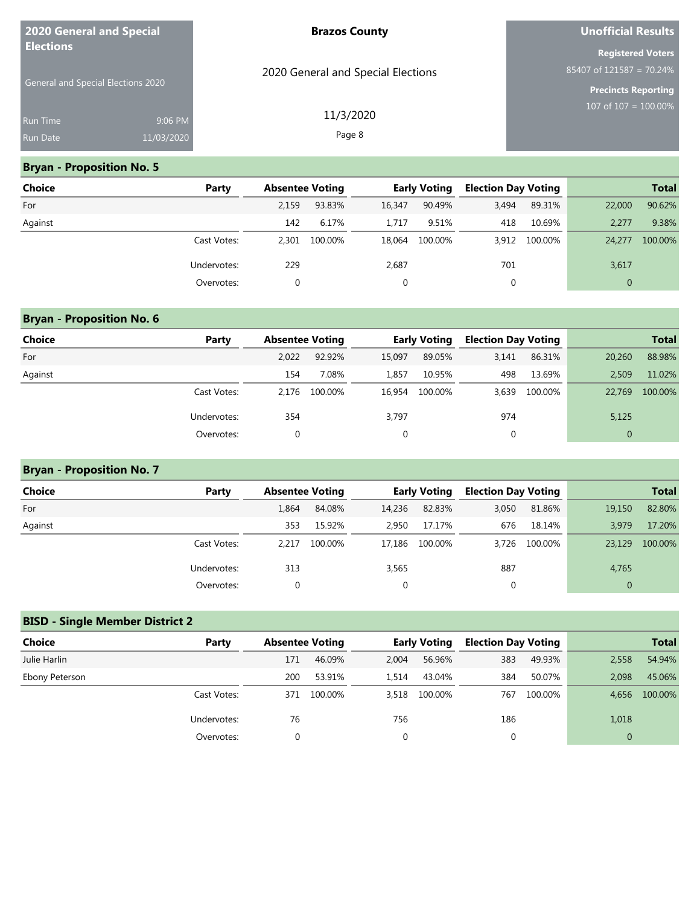| 2020 General and Special Elections | Brazos County | Unofficial Results |
|---|---|---|
| General and Special Elections 2020 | 2020 General and Special Elections | Registered Voters 85407 of 121587 = 70.24% |
| Run Time 9:06 PM | 11/3/2020 | Precincts Reporting 107 of 107 = 100.00% |
| Run Date 11/03/2020 | | |

## Bryan - Proposition No. 5

| Choice | Party | Absentee Voting | | Early Voting | | Election Day Voting | | Total | |
|---|---|---|---|---|---|---|---|---|---|
| For | | 2,159 | 93.83% | 16,347 | 90.49% | 3,494 | 89.31% | 22,000 | 90.62% |
| Against | | 142 | 6.17% | 1,717 | 9.51% | 418 | 10.69% | 2,277 | 9.38% |
| | Cast Votes: | 2,301 | 100.00% | 18,064 | 100.00% | 3,912 | 100.00% | 24,277 | 100.00% |
| | Undervotes: | 229 | | 2,687 | | 701 | | 3,617 | |
| | Overvotes: | 0 | | 0 | | 0 | | 0 | |

## Bryan - Proposition No. 6

| Choice | Party | Absentee Voting | | Early Voting | | Election Day Voting | | Total | |
|---|---|---|---|---|---|---|---|---|---|
| For | | 2,022 | 92.92% | 15,097 | 89.05% | 3,141 | 86.31% | 20,260 | 88.98% |
| Against | | 154 | 7.08% | 1,857 | 10.95% | 498 | 13.69% | 2,509 | 11.02% |
| | Cast Votes: | 2,176 | 100.00% | 16,954 | 100.00% | 3,639 | 100.00% | 22,769 | 100.00% |
| | Undervotes: | 354 | | 3,797 | | 974 | | 5,125 | |
| | Overvotes: | 0 | | 0 | | 0 | | 0 | |

## Bryan - Proposition No. 7

| Choice | Party | Absentee Voting | | Early Voting | | Election Day Voting | | Total | |
|---|---|---|---|---|---|---|---|---|---|
| For | | 1,864 | 84.08% | 14,236 | 82.83% | 3,050 | 81.86% | 19,150 | 82.80% |
| Against | | 353 | 15.92% | 2,950 | 17.17% | 676 | 18.14% | 3,979 | 17.20% |
| | Cast Votes: | 2,217 | 100.00% | 17,186 | 100.00% | 3,726 | 100.00% | 23,129 | 100.00% |
| | Undervotes: | 313 | | 3,565 | | 887 | | 4,765 | |
| | Overvotes: | 0 | | 0 | | 0 | | 0 | |

## BISD - Single Member District 2

| Choice | Party | Absentee Voting | | Early Voting | | Election Day Voting | | Total | |
|---|---|---|---|---|---|---|---|---|---|
| Julie Harlin | | 171 | 46.09% | 2,004 | 56.96% | 383 | 49.93% | 2,558 | 54.94% |
| Ebony Peterson | | 200 | 53.91% | 1,514 | 43.04% | 384 | 50.07% | 2,098 | 45.06% |
| | Cast Votes: | 371 | 100.00% | 3,518 | 100.00% | 767 | 100.00% | 4,656 | 100.00% |
| | Undervotes: | 76 | | 756 | | 186 | | 1,018 | |
| | Overvotes: | 0 | | 0 | | 0 | | 0 | |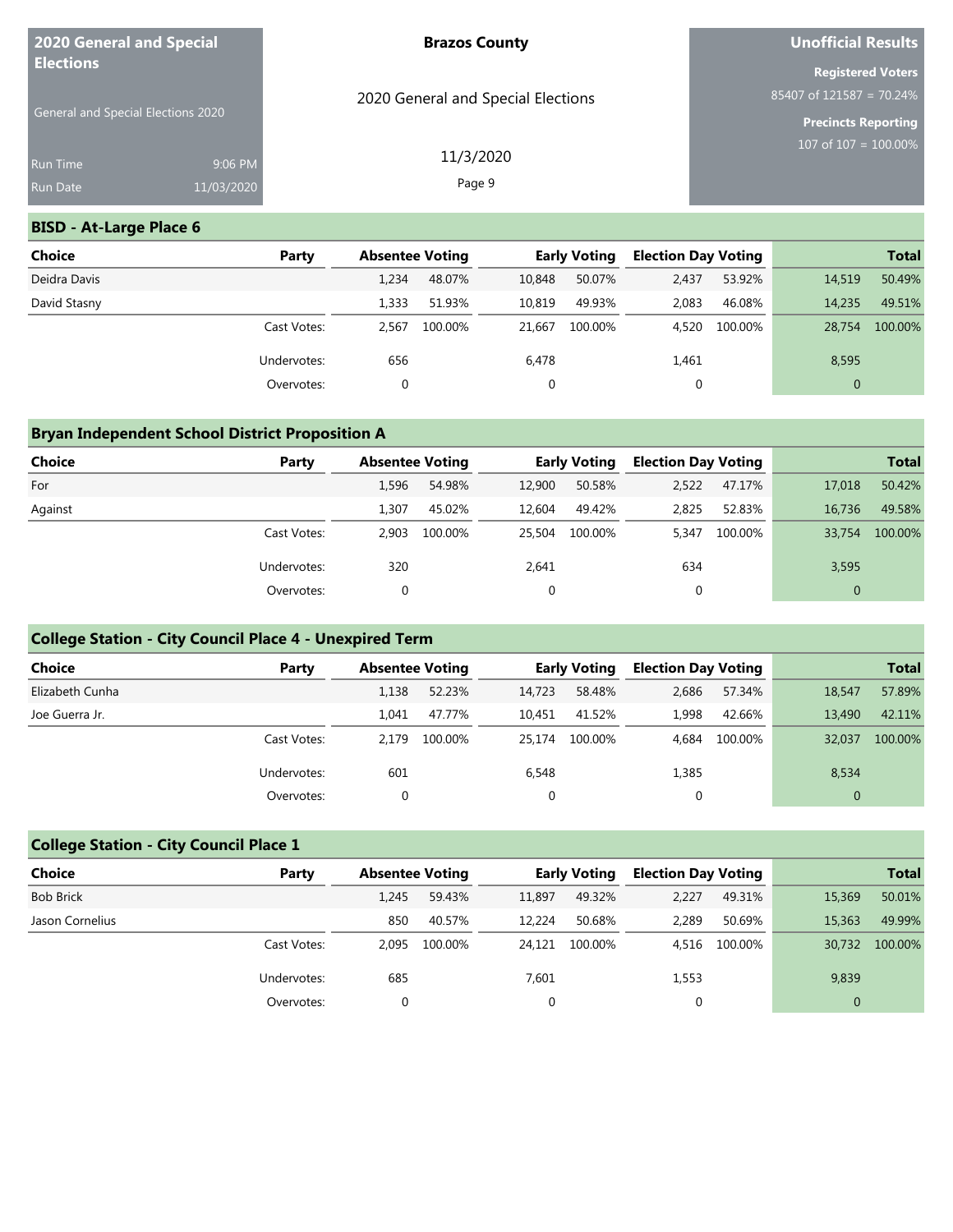## BISD - At-Large Place 6

| Choice | Party | Absentee Voting | | Early Voting | | Election Day Voting | | Total | |
|---|---|---|---|---|---|---|---|---|---|
| Deidra Davis | | 1,234 | 48.07% | 10,848 | 50.07% | 2,437 | 53.92% | 14,519 | 50.49% |
| David Stasny | | 1,333 | 51.93% | 10,819 | 49.93% | 2,083 | 46.08% | 14,235 | 49.51% |
| | Cast Votes: | 2,567 | 100.00% | 21,667 | 100.00% | 4,520 | 100.00% | 28,754 | 100.00% |
| | Undervotes: | 656 | | 6,478 | | 1,461 | | 8,595 | |
| | Overvotes: | 0 | | 0 | | 0 | | 0 | |

## Bryan Independent School District Proposition A

| Choice | Party | Absentee Voting | | Early Voting | | Election Day Voting | | Total | |
|---|---|---|---|---|---|---|---|---|---|
| For | | 1,596 | 54.98% | 12,900 | 50.58% | 2,522 | 47.17% | 17,018 | 50.42% |
| Against | | 1,307 | 45.02% | 12,604 | 49.42% | 2,825 | 52.83% | 16,736 | 49.58% |
| | Cast Votes: | 2,903 | 100.00% | 25,504 | 100.00% | 5,347 | 100.00% | 33,754 | 100.00% |
| | Undervotes: | 320 | | 2,641 | | 634 | | 3,595 | |
| | Overvotes: | 0 | | 0 | | 0 | | 0 | |

## College Station - City Council Place 4 - Unexpired Term

| Choice | Party | Absentee Voting | | Early Voting | | Election Day Voting | | Total | |
|---|---|---|---|---|---|---|---|---|---|
| Elizabeth Cunha | | 1,138 | 52.23% | 14,723 | 58.48% | 2,686 | 57.34% | 18,547 | 57.89% |
| Joe Guerra Jr. | | 1,041 | 47.77% | 10,451 | 41.52% | 1,998 | 42.66% | 13,490 | 42.11% |
| | Cast Votes: | 2,179 | 100.00% | 25,174 | 100.00% | 4,684 | 100.00% | 32,037 | 100.00% |
| | Undervotes: | 601 | | 6,548 | | 1,385 | | 8,534 | |
| | Overvotes: | 0 | | 0 | | 0 | | 0 | |

## College Station - City Council Place 1

| Choice | Party | Absentee Voting | | Early Voting | | Election Day Voting | | Total | |
|---|---|---|---|---|---|---|---|---|---|
| Bob Brick | | 1,245 | 59.43% | 11,897 | 49.32% | 2,227 | 49.31% | 15,369 | 50.01% |
| Jason Cornelius | | 850 | 40.57% | 12,224 | 50.68% | 2,289 | 50.69% | 15,363 | 49.99% |
| | Cast Votes: | 2,095 | 100.00% | 24,121 | 100.00% | 4,516 | 100.00% | 30,732 | 100.00% |
| | Undervotes: | 685 | | 7,601 | | 1,553 | | 9,839 | |
| | Overvotes: | 0 | | 0 | | 0 | | 0 | |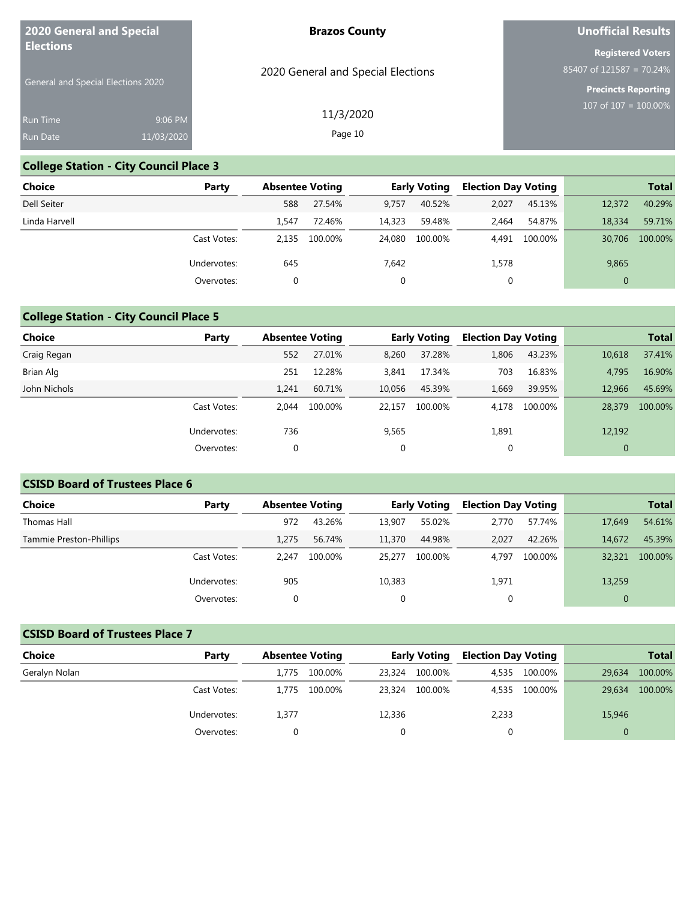## College Station - City Council Place 3

| Choice | Party | Absentee Voting | | Early Voting | | Election Day Voting | | Total | |
|---|---|---|---|---|---|---|---|---|---|
| Dell Seiter | | 588 | 27.54% | 9,757 | 40.52% | 2,027 | 45.13% | 12,372 | 40.29% |
| Linda Harvell | | 1,547 | 72.46% | 14,323 | 59.48% | 2,464 | 54.87% | 18,334 | 59.71% |
| | Cast Votes: | 2,135 | 100.00% | 24,080 | 100.00% | 4,491 | 100.00% | 30,706 | 100.00% |
| | Undervotes: | 645 | | 7,642 | | 1,578 | | 9,865 | |
| | Overvotes: | 0 | | 0 | | 0 | | 0 | |

## College Station - City Council Place 5

| Choice | Party | Absentee Voting | | Early Voting | | Election Day Voting | | Total | |
|---|---|---|---|---|---|---|---|---|---|
| Craig Regan | | 552 | 27.01% | 8,260 | 37.28% | 1,806 | 43.23% | 10,618 | 37.41% |
| Brian Alg | | 251 | 12.28% | 3,841 | 17.34% | 703 | 16.83% | 4,795 | 16.90% |
| John Nichols | | 1,241 | 60.71% | 10,056 | 45.39% | 1,669 | 39.95% | 12,966 | 45.69% |
| | Cast Votes: | 2,044 | 100.00% | 22,157 | 100.00% | 4,178 | 100.00% | 28,379 | 100.00% |
| | Undervotes: | 736 | | 9,565 | | 1,891 | | 12,192 | |
| | Overvotes: | 0 | | 0 | | 0 | | 0 | |

## CSISD Board of Trustees Place 6

| Choice | Party | Absentee Voting | | Early Voting | | Election Day Voting | | Total | |
|---|---|---|---|---|---|---|---|---|---|
| Thomas Hall | | 972 | 43.26% | 13,907 | 55.02% | 2,770 | 57.74% | 17,649 | 54.61% |
| Tammie Preston-Phillips | | 1,275 | 56.74% | 11,370 | 44.98% | 2,027 | 42.26% | 14,672 | 45.39% |
| | Cast Votes: | 2,247 | 100.00% | 25,277 | 100.00% | 4,797 | 100.00% | 32,321 | 100.00% |
| | Undervotes: | 905 | | 10,383 | | 1,971 | | 13,259 | |
| | Overvotes: | 0 | | 0 | | 0 | | 0 | |

## CSISD Board of Trustees Place 7

| Choice | Party | Absentee Voting | | Early Voting | | Election Day Voting | | Total | |
|---|---|---|---|---|---|---|---|---|---|
| Geralyn Nolan | | 1,775 | 100.00% | 23,324 | 100.00% | 4,535 | 100.00% | 29,634 | 100.00% |
| | Cast Votes: | 1,775 | 100.00% | 23,324 | 100.00% | 4,535 | 100.00% | 29,634 | 100.00% |
| | Undervotes: | 1,377 | | 12,336 | | 2,233 | | 15,946 | |
| | Overvotes: | 0 | | 0 | | 0 | | 0 | |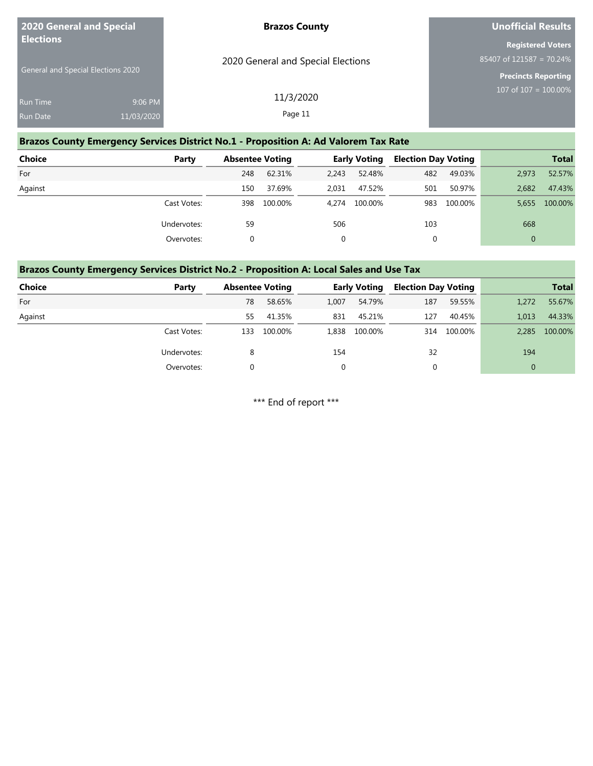## Brazos County Emergency Services District No.1 - Proposition A: Ad Valorem Tax Rate

| Choice | Party | Absentee Voting | | Early Voting | | Election Day Voting | | Total | |
|---|---|---|---|---|---|---|---|---|---|
| For | | 248 | 62.31% | 2,243 | 52.48% | 482 | 49.03% | 2,973 | 52.57% |
| Against | | 150 | 37.69% | 2,031 | 47.52% | 501 | 50.97% | 2,682 | 47.43% |
| | Cast Votes: | 398 | 100.00% | 4,274 | 100.00% | 983 | 100.00% | 5,655 | 100.00% |
| | Undervotes: | 59 | | 506 | | 103 | | 668 | |
| | Overvotes: | 0 | | 0 | | 0 | | 0 | |

## Brazos County Emergency Services District No.2 - Proposition A: Local Sales and Use Tax

| Choice | Party | Absentee Voting | | Early Voting | | Election Day Voting | | Total | |
|---|---|---|---|---|---|---|---|---|---|
| For | | 78 | 58.65% | 1,007 | 54.79% | 187 | 59.55% | 1,272 | 55.67% |
| Against | | 55 | 41.35% | 831 | 45.21% | 127 | 40.45% | 1,013 | 44.33% |
| | Cast Votes: | 133 | 100.00% | 1,838 | 100.00% | 314 | 100.00% | 2,285 | 100.00% |
| | Undervotes: | 8 | | 154 | | 32 | | 194 | |
| | Overvotes: | 0 | | 0 | | 0 | | 0 | |

*** End of report ***